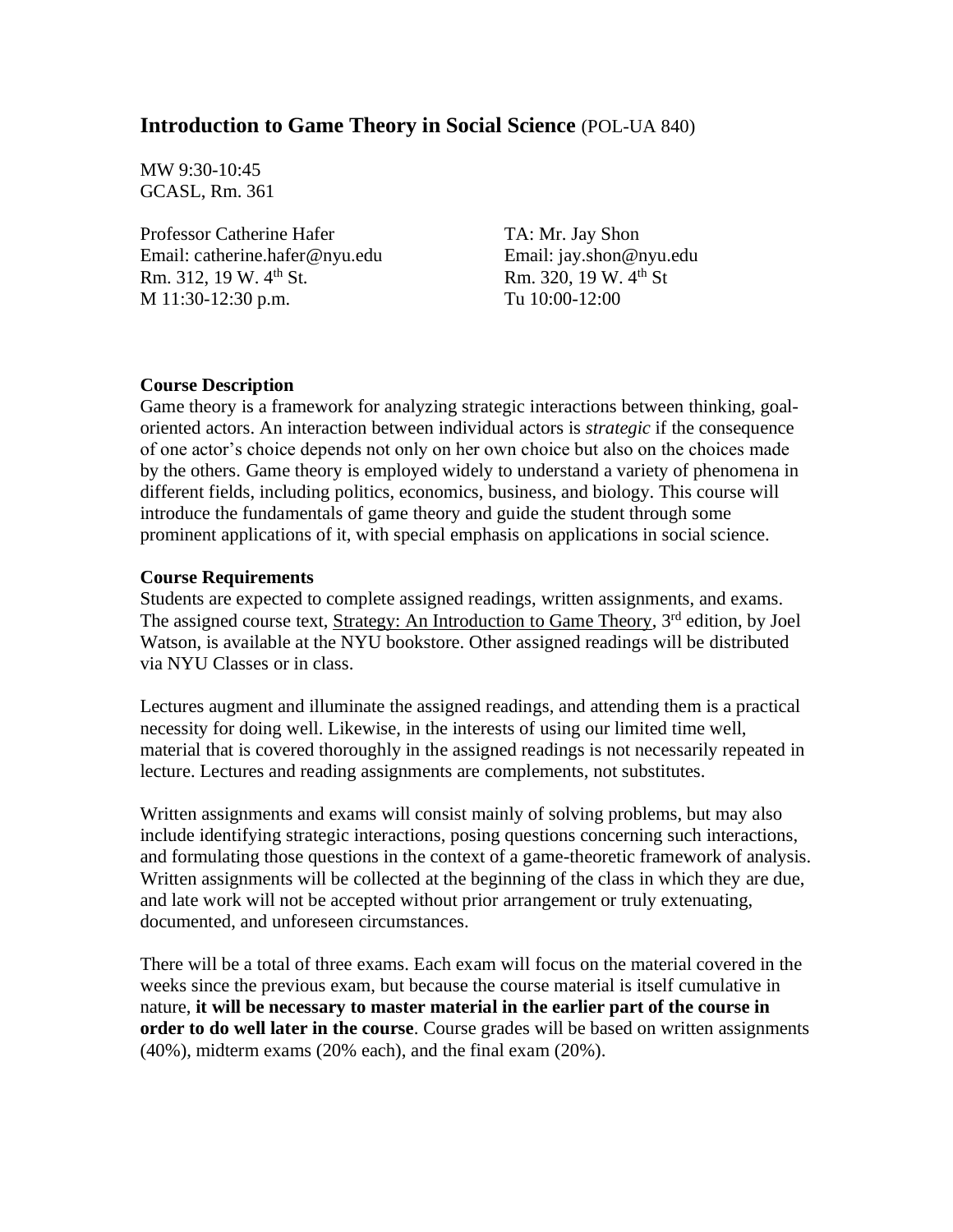## Introduction to Game Theory in Social Science (POL-UA 840)

MW 9:30-10:45
GCASL, Rm. 361

Professor Catherine Hafer
Email: catherine.hafer@nyu.edu
Rm. 312, 19 W. 4th St.
M 11:30-12:30 p.m.

TA: Mr. Jay Shon
Email: jay.shon@nyu.edu
Rm. 320, 19 W. 4th St
Tu 10:00-12:00

**Course Description**

Game theory is a framework for analyzing strategic interactions between thinking, goal-oriented actors. An interaction between individual actors is *strategic* if the consequence of one actor's choice depends not only on her own choice but also on the choices made by the others. Game theory is employed widely to understand a variety of phenomena in different fields, including politics, economics, business, and biology. This course will introduce the fundamentals of game theory and guide the student through some prominent applications of it, with special emphasis on applications in social science.

**Course Requirements**

Students are expected to complete assigned readings, written assignments, and exams. The assigned course text, Strategy: An Introduction to Game Theory, 3rd edition, by Joel Watson, is available at the NYU bookstore. Other assigned readings will be distributed via NYU Classes or in class.

Lectures augment and illuminate the assigned readings, and attending them is a practical necessity for doing well. Likewise, in the interests of using our limited time well, material that is covered thoroughly in the assigned readings is not necessarily repeated in lecture. Lectures and reading assignments are complements, not substitutes.

Written assignments and exams will consist mainly of solving problems, but may also include identifying strategic interactions, posing questions concerning such interactions, and formulating those questions in the context of a game-theoretic framework of analysis. Written assignments will be collected at the beginning of the class in which they are due, and late work will not be accepted without prior arrangement or truly extenuating, documented, and unforeseen circumstances.

There will be a total of three exams. Each exam will focus on the material covered in the weeks since the previous exam, but because the course material is itself cumulative in nature, **it will be necessary to master material in the earlier part of the course in order to do well later in the course**. Course grades will be based on written assignments (40%), midterm exams (20% each), and the final exam (20%).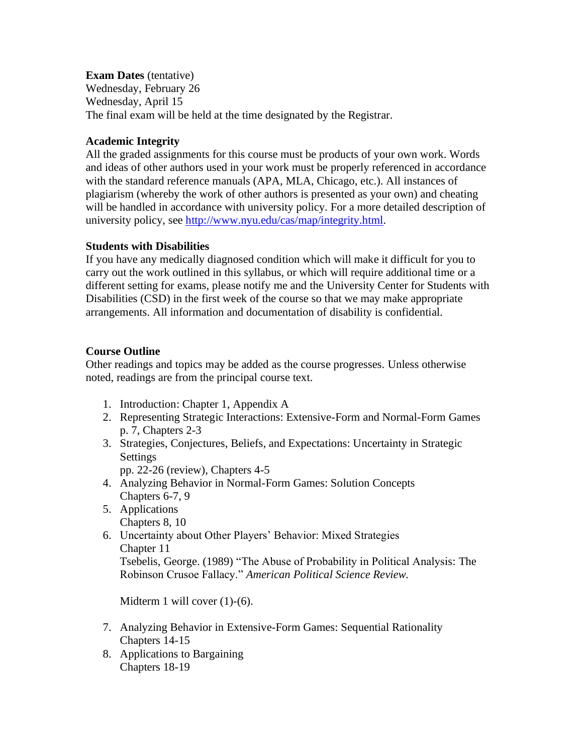**Exam Dates** (tentative)
Wednesday, February 26
Wednesday, April 15
The final exam will be held at the time designated by the Registrar.

**Academic Integrity**
All the graded assignments for this course must be products of your own work. Words and ideas of other authors used in your work must be properly referenced in accordance with the standard reference manuals (APA, MLA, Chicago, etc.). All instances of plagiarism (whereby the work of other authors is presented as your own) and cheating will be handled in accordance with university policy. For a more detailed description of university policy, see http://www.nyu.edu/cas/map/integrity.html.

**Students with Disabilities**
If you have any medically diagnosed condition which will make it difficult for you to carry out the work outlined in this syllabus, or which will require additional time or a different setting for exams, please notify me and the University Center for Students with Disabilities (CSD) in the first week of the course so that we may make appropriate arrangements. All information and documentation of disability is confidential.

**Course Outline**
Other readings and topics may be added as the course progresses. Unless otherwise noted, readings are from the principal course text.

1. Introduction: Chapter 1, Appendix A
2. Representing Strategic Interactions: Extensive-Form and Normal-Form Games
   p. 7, Chapters 2-3
3. Strategies, Conjectures, Beliefs, and Expectations: Uncertainty in Strategic Settings
   pp. 22-26 (review), Chapters 4-5
4. Analyzing Behavior in Normal-Form Games: Solution Concepts
   Chapters 6-7, 9
5. Applications
   Chapters 8, 10
6. Uncertainty about Other Players' Behavior: Mixed Strategies
   Chapter 11
   Tsebelis, George. (1989) "The Abuse of Probability in Political Analysis: The Robinson Crusoe Fallacy." *American Political Science Review.*

   Midterm 1 will cover (1)-(6).

7. Analyzing Behavior in Extensive-Form Games: Sequential Rationality
   Chapters 14-15
8. Applications to Bargaining
   Chapters 18-19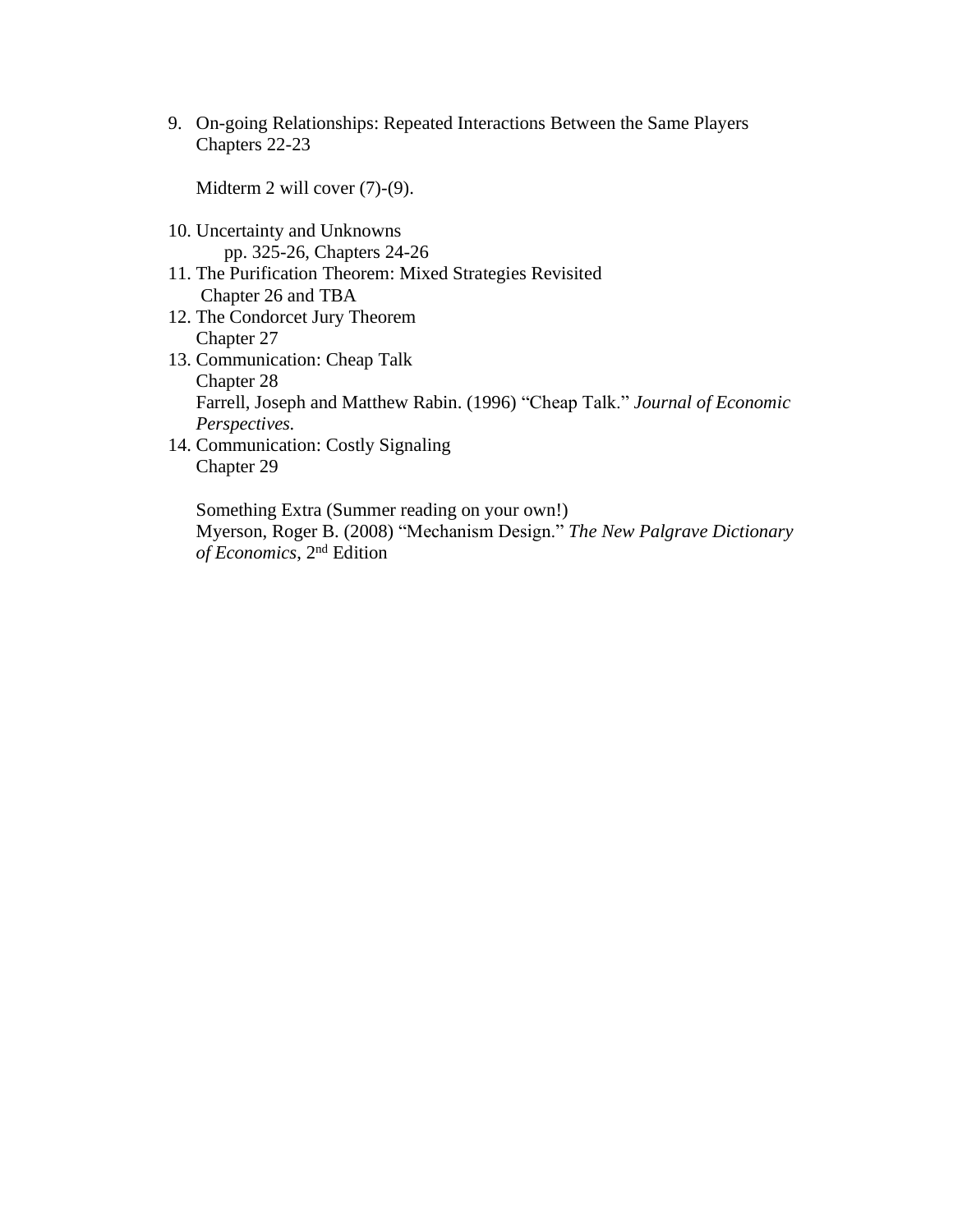9. On-going Relationships: Repeated Interactions Between the Same Players
   Chapters 22-23

   Midterm 2 will cover (7)-(9).

10. Uncertainty and Unknowns
    pp. 325-26, Chapters 24-26
11. The Purification Theorem: Mixed Strategies Revisited
    Chapter 26 and TBA
12. The Condorcet Jury Theorem
    Chapter 27
13. Communication: Cheap Talk
    Chapter 28
    Farrell, Joseph and Matthew Rabin. (1996) "Cheap Talk." *Journal of Economic Perspectives.*
14. Communication: Costly Signaling
    Chapter 29

    Something Extra (Summer reading on your own!)
    Myerson, Roger B. (2008) "Mechanism Design." *The New Palgrave Dictionary of Economics*, 2nd Edition